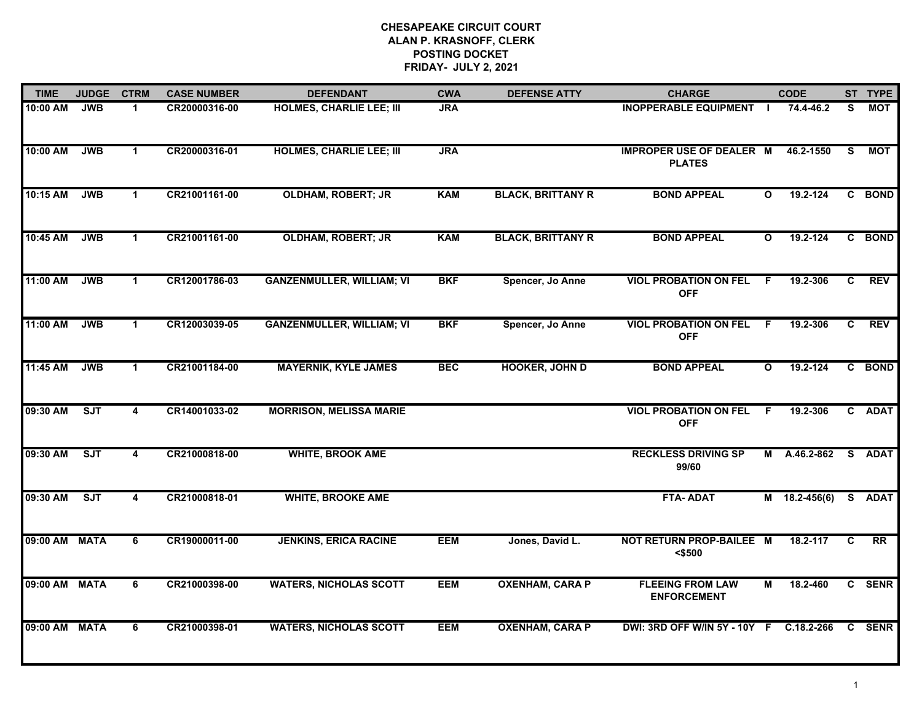# CHESAPEAKE CIRCUIT COURT
## ALAN P. KRASNOFF, CLERK
## POSTING DOCKET
## FRIDAY- JULY 2, 2021

| TIME | JUDGE | CTRM | CASE NUMBER | DEFENDANT | CWA | DEFENSE ATTY | CHARGE | | CODE | ST | TYPE |
|---|---|---|---|---|---|---|---|---|---|---|---|
| 10:00 AM | JWB | 1 | CR20000316-00 | HOLMES, CHARLIE LEE; III | JRA | | INOPPERABLE EQUIPMENT | I | 74.4-46.2 | S | MOT |
| 10:00 AM | JWB | 1 | CR20000316-01 | HOLMES, CHARLIE LEE; III | JRA | | IMPROPER USE OF DEALER PLATES | M | 46.2-1550 | S | MOT |
| 10:15 AM | JWB | 1 | CR21001161-00 | OLDHAM, ROBERT; JR | KAM | BLACK, BRITTANY R | BOND APPEAL | O | 19.2-124 | C | BOND |
| 10:45 AM | JWB | 1 | CR21001161-00 | OLDHAM, ROBERT; JR | KAM | BLACK, BRITTANY R | BOND APPEAL | O | 19.2-124 | C | BOND |
| 11:00 AM | JWB | 1 | CR12001786-03 | GANZENMULLER, WILLIAM; VI | BKF | Spencer, Jo Anne | VIOL PROBATION ON FEL OFF | F | 19.2-306 | C | REV |
| 11:00 AM | JWB | 1 | CR12003039-05 | GANZENMULLER, WILLIAM; VI | BKF | Spencer, Jo Anne | VIOL PROBATION ON FEL OFF | F | 19.2-306 | C | REV |
| 11:45 AM | JWB | 1 | CR21001184-00 | MAYERNIK, KYLE JAMES | BEC | HOOKER, JOHN D | BOND APPEAL | O | 19.2-124 | C | BOND |
| 09:30 AM | SJT | 4 | CR14001033-02 | MORRISON, MELISSA MARIE | | | VIOL PROBATION ON FEL OFF | F | 19.2-306 | C | ADAT |
| 09:30 AM | SJT | 4 | CR21000818-00 | WHITE, BROOK AME | | | RECKLESS DRIVING SP 99/60 | M | A.46.2-862 | S | ADAT |
| 09:30 AM | SJT | 4 | CR21000818-01 | WHITE, BROOKE AME | | | FTA- ADAT | M | 18.2-456(6) | S | ADAT |
| 09:00 AM | MATA | 6 | CR19000011-00 | JENKINS, ERICA RACINE | EEM | Jones, David L. | NOT RETURN PROP-BAILEE <$500 | M | 18.2-117 | C | RR |
| 09:00 AM | MATA | 6 | CR21000398-00 | WATERS, NICHOLAS SCOTT | EEM | OXENHAM, CARA P | FLEEING FROM LAW ENFORCEMENT | M | 18.2-460 | C | SENR |
| 09:00 AM | MATA | 6 | CR21000398-01 | WATERS, NICHOLAS SCOTT | EEM | OXENHAM, CARA P | DWI: 3RD OFF W/IN 5Y - 10Y | F | C.18.2-266 | C | SENR |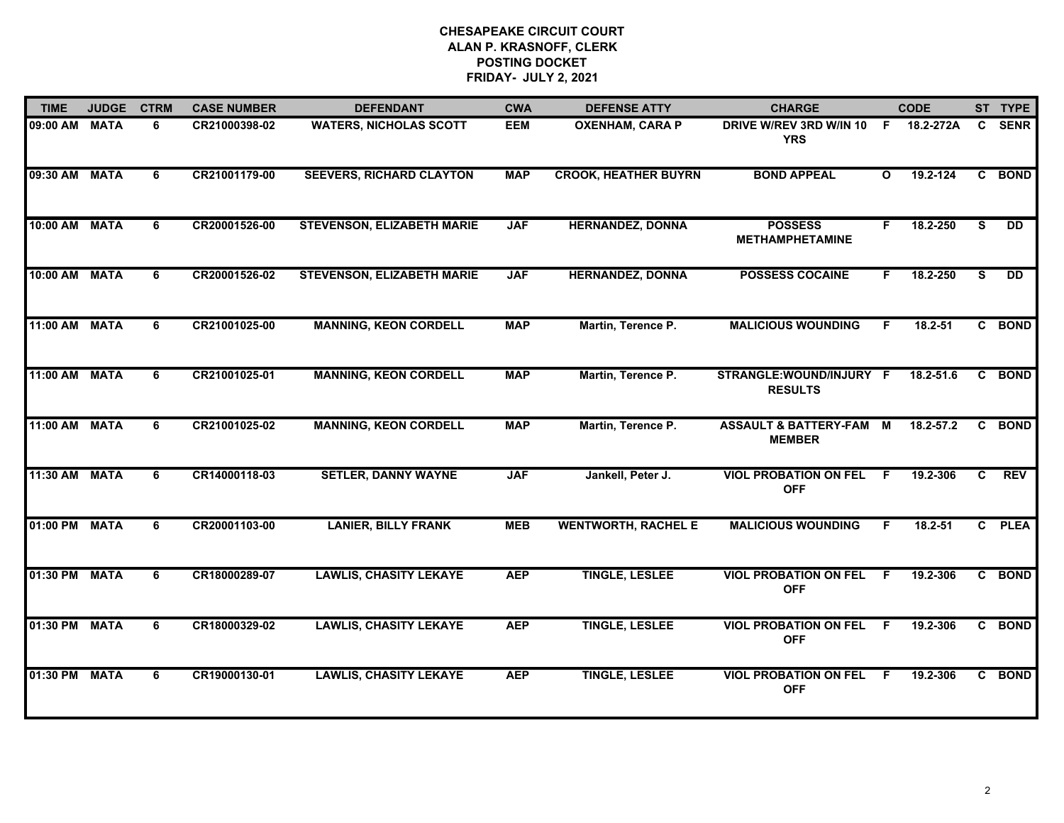**CHESAPEAKE CIRCUIT COURT**
**ALAN P. KRASNOFF, CLERK**
**POSTING DOCKET**
**FRIDAY- JULY 2, 2021**

| TIME | JUDGE | CTRM | CASE NUMBER | DEFENDANT | CWA | DEFENSE ATTY | CHARGE | | CODE | ST | TYPE |
|---|---|---|---|---|---|---|---|---|---|---|---|
| 09:00 AM | MATA | 6 | CR21000398-02 | WATERS, NICHOLAS SCOTT | EEM | OXENHAM, CARA P | DRIVE W/REV 3RD W/IN 10 YRS | F | 18.2-272A | C | SENR |
| 09:30 AM | MATA | 6 | CR21001179-00 | SEEVERS, RICHARD CLAYTON | MAP | CROOK, HEATHER BUYRN | BOND APPEAL | O | 19.2-124 | C | BOND |
| 10:00 AM | MATA | 6 | CR20001526-00 | STEVENSON, ELIZABETH MARIE | JAF | HERNANDEZ, DONNA | POSSESS METHAMPHETAMINE | F | 18.2-250 | S | DD |
| 10:00 AM | MATA | 6 | CR20001526-02 | STEVENSON, ELIZABETH MARIE | JAF | HERNANDEZ, DONNA | POSSESS COCAINE | F | 18.2-250 | S | DD |
| 11:00 AM | MATA | 6 | CR21001025-00 | MANNING, KEON CORDELL | MAP | Martin, Terence P. | MALICIOUS WOUNDING | F | 18.2-51 | C | BOND |
| 11:00 AM | MATA | 6 | CR21001025-01 | MANNING, KEON CORDELL | MAP | Martin, Terence P. | STRANGLE:WOUND/INJURY RESULTS | F | 18.2-51.6 | C | BOND |
| 11:00 AM | MATA | 6 | CR21001025-02 | MANNING, KEON CORDELL | MAP | Martin, Terence P. | ASSAULT & BATTERY-FAM MEMBER | M | 18.2-57.2 | C | BOND |
| 11:30 AM | MATA | 6 | CR14000118-03 | SETLER, DANNY WAYNE | JAF | Jankell, Peter J. | VIOL PROBATION ON FEL OFF | F | 19.2-306 | C | REV |
| 01:00 PM | MATA | 6 | CR20001103-00 | LANIER, BILLY FRANK | MEB | WENTWORTH, RACHEL E | MALICIOUS WOUNDING | F | 18.2-51 | C | PLEA |
| 01:30 PM | MATA | 6 | CR18000289-07 | LAWLIS, CHASITY LEKAYE | AEP | TINGLE, LESLEE | VIOL PROBATION ON FEL OFF | F | 19.2-306 | C | BOND |
| 01:30 PM | MATA | 6 | CR18000329-02 | LAWLIS, CHASITY LEKAYE | AEP | TINGLE, LESLEE | VIOL PROBATION ON FEL OFF | F | 19.2-306 | C | BOND |
| 01:30 PM | MATA | 6 | CR19000130-01 | LAWLIS, CHASITY LEKAYE | AEP | TINGLE, LESLEE | VIOL PROBATION ON FEL OFF | F | 19.2-306 | C | BOND |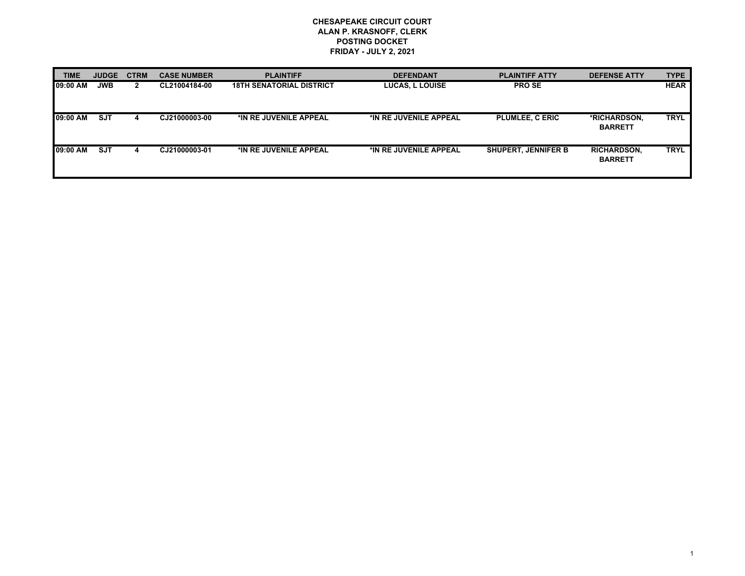**CHESAPEAKE CIRCUIT COURT**
**ALAN P. KRASNOFF, CLERK**
**POSTING DOCKET**
**FRIDAY - JULY 2, 2021**

| TIME | JUDGE | CTRM | CASE NUMBER | PLAINTIFF | DEFENDANT | PLAINTIFF ATTY | DEFENSE ATTY | TYPE |
|---|---|---|---|---|---|---|---|---|
| 09:00 AM | JWB | 2 | CL21004184-00 | 18TH SENATORIAL DISTRICT | LUCAS, L LOUISE | PRO SE | | HEAR |
| 09:00 AM | SJT | 4 | CJ21000003-00 | *IN RE JUVENILE APPEAL | *IN RE JUVENILE APPEAL | PLUMLEE, C ERIC | *RICHARDSON, BARRETT | TRYL |
| 09:00 AM | SJT | 4 | CJ21000003-01 | *IN RE JUVENILE APPEAL | *IN RE JUVENILE APPEAL | SHUPERT, JENNIFER B | RICHARDSON, BARRETT | TRYL |